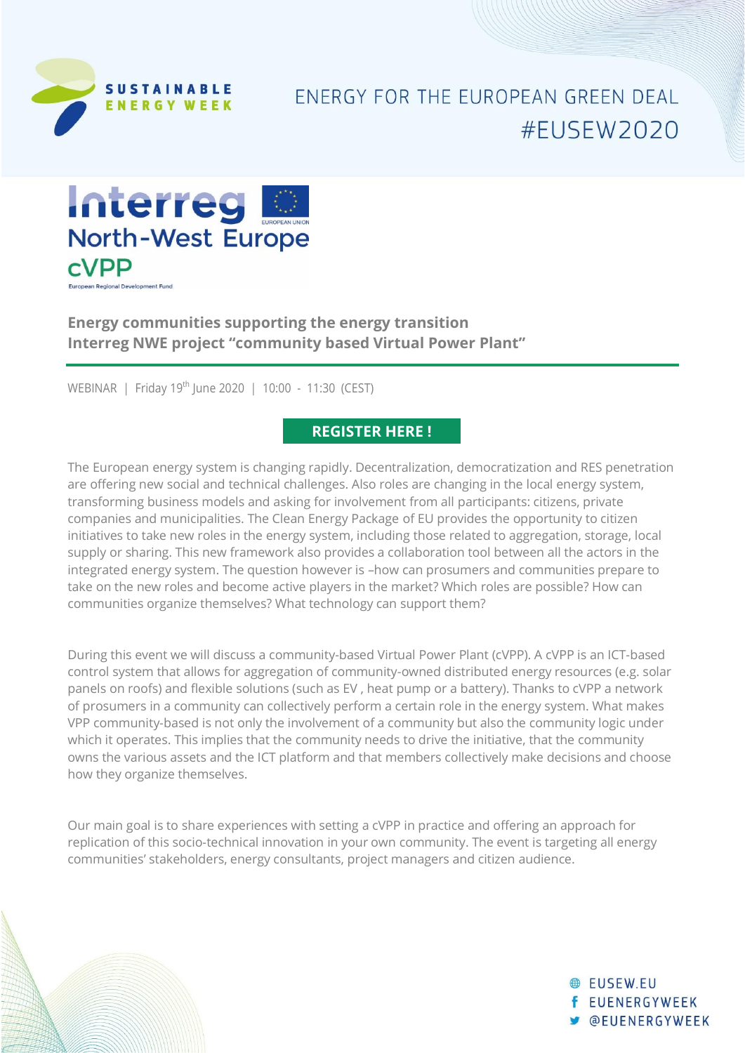SUSTAINABLE ENERGY WEEK

ENERGY FOR THE EUROPEAN GREEN DEAL
#EUSEW2020

Interreg North-West Europe
cVPP
European Regional Development Fund

## Energy communities supporting the energy transition
## Interreg NWE project "community based Virtual Power Plant"

WEBINAR | Friday 19th June 2020 | 10:00 - 11:30 (CEST)

**REGISTER HERE !**

The European energy system is changing rapidly. Decentralization, democratization and RES penetration are offering new social and technical challenges. Also roles are changing in the local energy system, transforming business models and asking for involvement from all participants: citizens, private companies and municipalities. The Clean Energy Package of EU provides the opportunity to citizen initiatives to take new roles in the energy system, including those related to aggregation, storage, local supply or sharing. This new framework also provides a collaboration tool between all the actors in the integrated energy system. The question however is –how can prosumers and communities prepare to take on the new roles and become active players in the market? Which roles are possible? How can communities organize themselves? What technology can support them?

During this event we will discuss a community-based Virtual Power Plant (cVPP). A cVPP is an ICT-based control system that allows for aggregation of community-owned distributed energy resources (e.g. solar panels on roofs) and flexible solutions (such as EV , heat pump or a battery). Thanks to cVPP a network of prosumers in a community can collectively perform a certain role in the energy system. What makes VPP community-based is not only the involvement of a community but also the community logic under which it operates. This implies that the community needs to drive the initiative, that the community owns the various assets and the ICT platform and that members collectively make decisions and choose how they organize themselves.

Our main goal is to share experiences with setting a cVPP in practice and offering an approach for replication of this socio-technical innovation in your own community. The event is targeting all energy communities' stakeholders, energy consultants, project managers and citizen audience.

EUSEW.EU
EUENERGYWEEK
@EUENERGYWEEK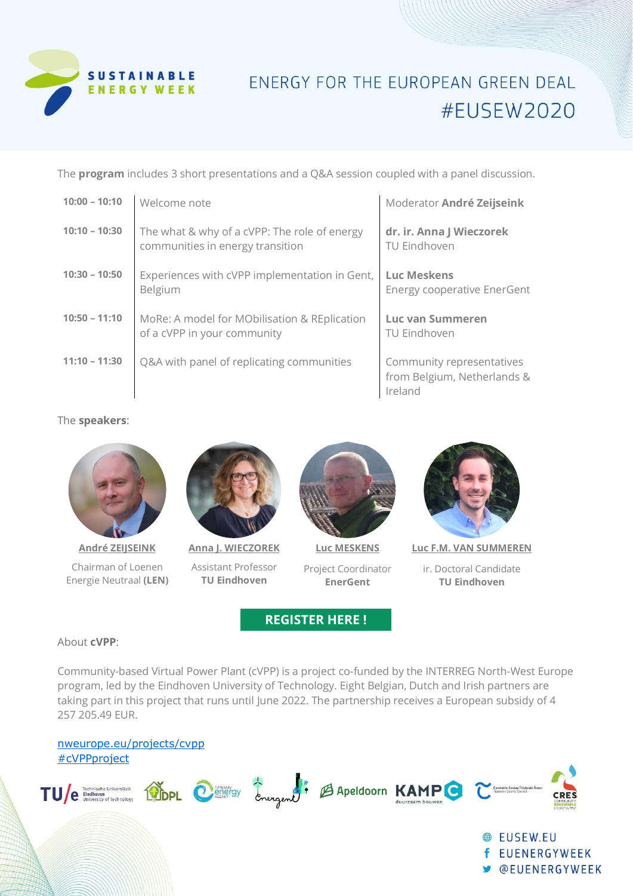SUSTAINABLE ENERGY WEEK

# ENERGY FOR THE EUROPEAN GREEN DEAL #EUSEW2020

The **program** includes 3 short presentations and a Q&A session coupled with a panel discussion.

| | | |
|---|---|---|
| **10:00 – 10:10** | Welcome note | Moderator **André Zeijseink** |
| **10:10 – 10:30** | The what & why of a cVPP: The role of energy communities in energy transition | **dr. ir. Anna J Wieczorek** TU Eindhoven |
| **10:30 – 10:50** | Experiences with cVPP implementation in Gent, Belgium | **Luc Meskens** Energy cooperative EnerGent |
| **10:50 – 11:10** | MoRe: A model for MObilisation & REplication of a cVPP in your community | **Luc van Summeren** TU Eindhoven |
| **11:10 – 11:30** | Q&A with panel of replicating communities | Community representatives from Belgium, Netherlands & Ireland |

The **speakers**:

**André ZEIJSEINK**
Chairman of Loenen Energie Neutraal **(LEN)**

**Anna J. WIECZOREK**
Assistant Professor
**TU Eindhoven**

**Luc MESKENS**
Project Coordinator
**EnerGent**

**Luc F.M. VAN SUMMEREN**
ir. Doctoral Candidate
**TU Eindhoven**

**REGISTER HERE !**

About **cVPP**:

Community-based Virtual Power Plant (cVPP) is a project co-funded by the INTERREG North-West Europe program, led by the Eindhoven University of Technology. Eight Belgian, Dutch and Irish partners are taking part in this project that runs until June 2022. The partnership receives a European subsidy of 4 257 205.49 EUR.

nweurope.eu/projects/cvpp
#cVPPproject

TU/e Technische Universiteit Eindhoven University of Technology · DPL · Tipperary energy agency · Energent · Apeldoorn · KAMP C duurzaam bouwen · Comhairle Contae Thiobraid Árann Tipperary County Council · CRES Community Renewable Energy Supply

EUSEW.EU
EUENERGYWEEK
@EUENERGYWEEK